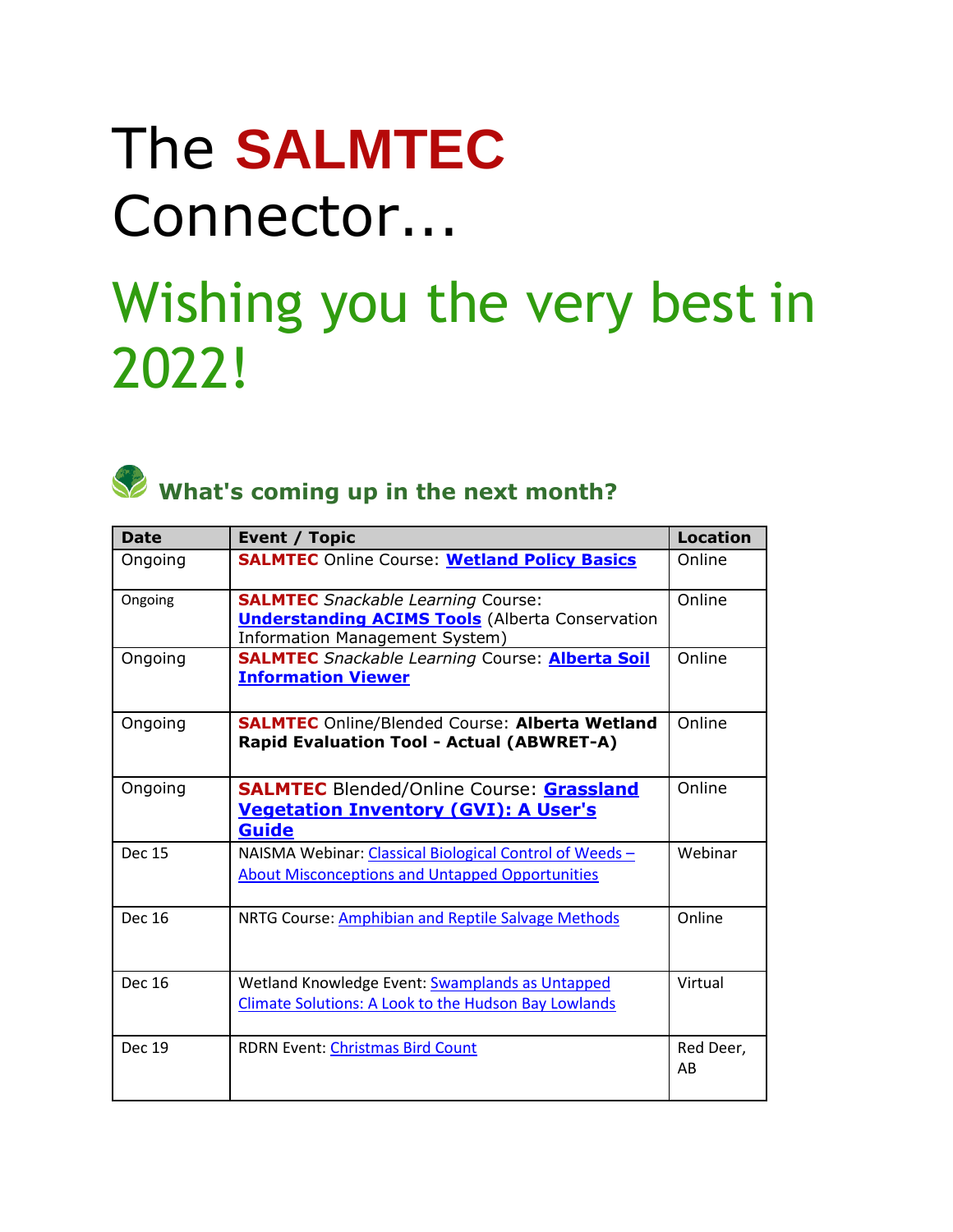# The **SALMTEC** Connector...

# Wishing you the very best in 2022!

## What's coming up in the next month?

| Date | Event / Topic | Location |
|---|---|---|
| Ongoing | **SALMTEC** Online Course: **Wetland Policy Basics** | Online |
| Ongoing | **SALMTEC** *Snackable Learning* Course: **Understanding ACIMS Tools** (Alberta Conservation Information Management System) | Online |
| Ongoing | **SALMTEC** *Snackable Learning* Course: **Alberta Soil Information Viewer** | Online |
| Ongoing | **SALMTEC** Online/Blended Course: **Alberta Wetland Rapid Evaluation Tool - Actual (ABWRET-A)** | Online |
| Ongoing | **SALMTEC** Blended/Online Course: **Grassland Vegetation Inventory (GVI): A User's Guide** | Online |
| Dec 15 | NAISMA Webinar: Classical Biological Control of Weeds – About Misconceptions and Untapped Opportunities | Webinar |
| Dec 16 | NRTG Course: Amphibian and Reptile Salvage Methods | Online |
| Dec 16 | Wetland Knowledge Event: Swamplands as Untapped Climate Solutions: A Look to the Hudson Bay Lowlands | Virtual |
| Dec 19 | RDRN Event: Christmas Bird Count | Red Deer, AB |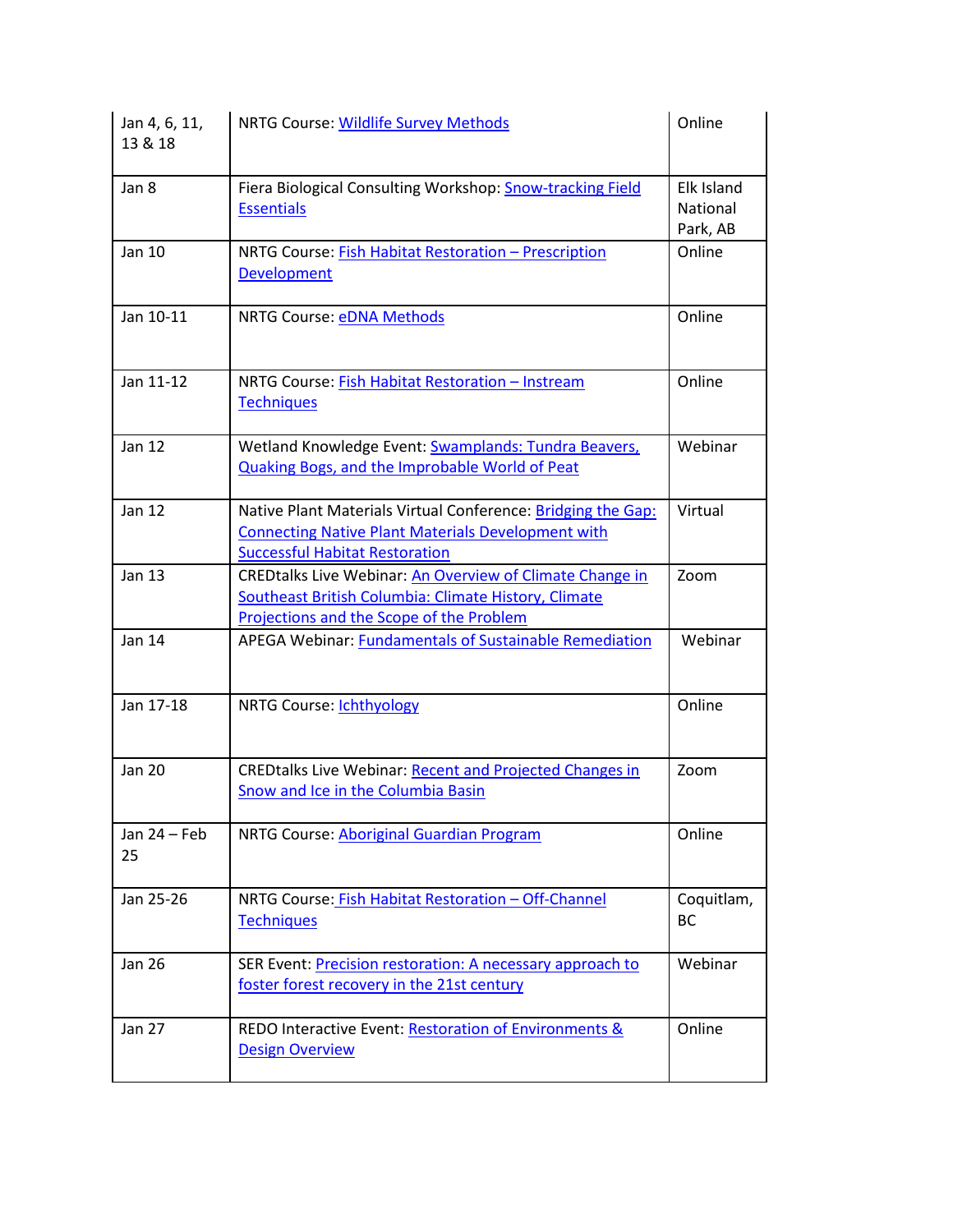| Jan 4, 6, 11, 13 & 18 | NRTG Course: Wildlife Survey Methods | Online |
|---|---|---|
| Jan 8 | Fiera Biological Consulting Workshop: Snow-tracking Field Essentials | Elk Island National Park, AB |
| Jan 10 | NRTG Course: Fish Habitat Restoration – Prescription Development | Online |
| Jan 10-11 | NRTG Course: eDNA Methods | Online |
| Jan 11-12 | NRTG Course: Fish Habitat Restoration – Instream Techniques | Online |
| Jan 12 | Wetland Knowledge Event: Swamplands: Tundra Beavers, Quaking Bogs, and the Improbable World of Peat | Webinar |
| Jan 12 | Native Plant Materials Virtual Conference: Bridging the Gap: Connecting Native Plant Materials Development with Successful Habitat Restoration | Virtual |
| Jan 13 | CREDtalks Live Webinar: An Overview of Climate Change in Southeast British Columbia: Climate History, Climate Projections and the Scope of the Problem | Zoom |
| Jan 14 | APEGA Webinar: Fundamentals of Sustainable Remediation | Webinar |
| Jan 17-18 | NRTG Course: Ichthyology | Online |
| Jan 20 | CREDtalks Live Webinar: Recent and Projected Changes in Snow and Ice in the Columbia Basin | Zoom |
| Jan 24 – Feb 25 | NRTG Course: Aboriginal Guardian Program | Online |
| Jan 25-26 | NRTG Course: Fish Habitat Restoration – Off-Channel Techniques | Coquitlam, BC |
| Jan 26 | SER Event: Precision restoration: A necessary approach to foster forest recovery in the 21st century | Webinar |
| Jan 27 | REDO Interactive Event: Restoration of Environments & Design Overview | Online |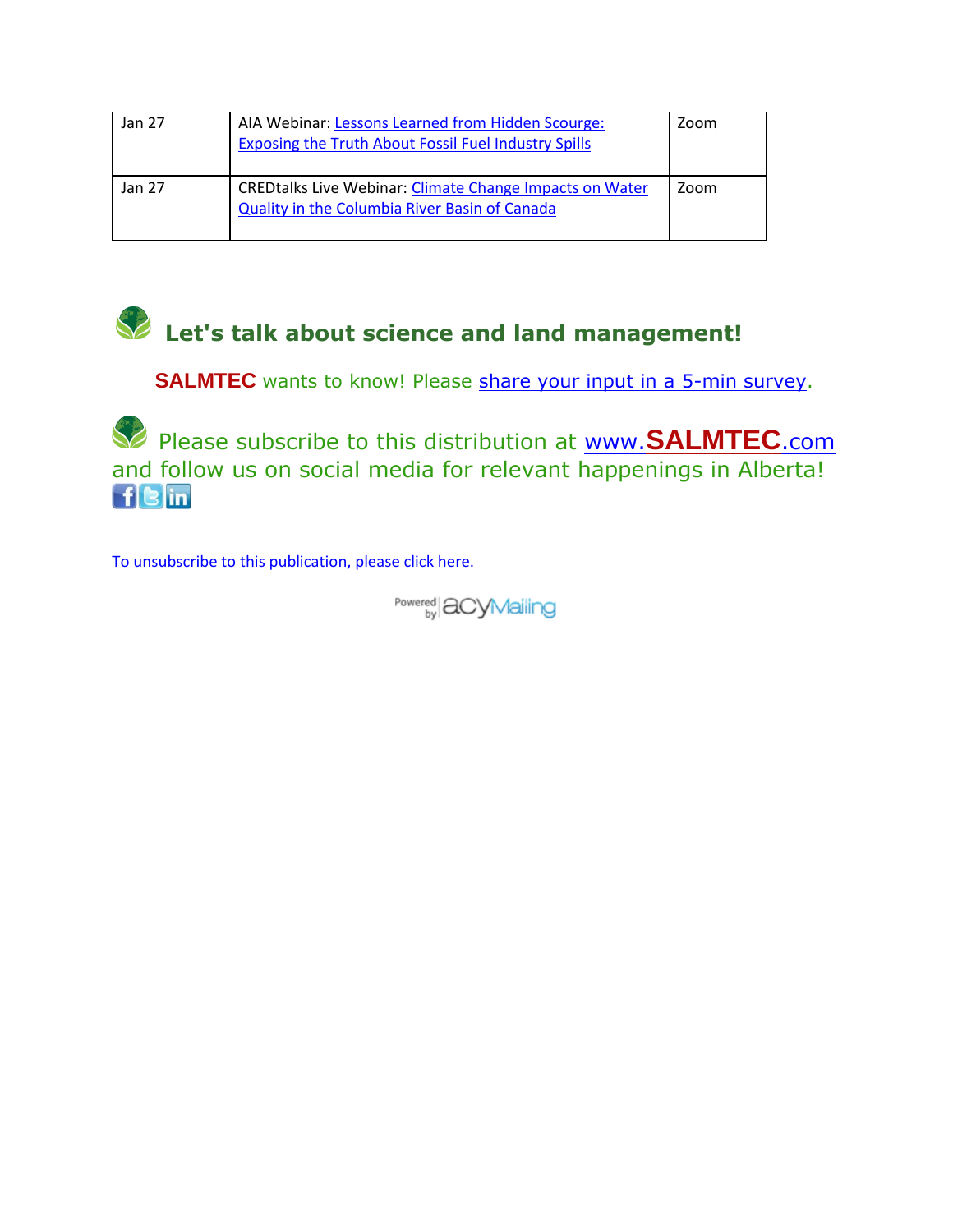| | | |
|---|---|---|
| Jan 27 | AIA Webinar: Lessons Learned from Hidden Scourge: Exposing the Truth About Fossil Fuel Industry Spills | Zoom |
| Jan 27 | CREDtalks Live Webinar: Climate Change Impacts on Water Quality in the Columbia River Basin of Canada | Zoom |

## Let's talk about science and land management!

**SALMTEC** wants to know! Please share your input in a 5-min survey.

Please subscribe to this distribution at www.**SALMTEC**.com and follow us on social media for relevant happenings in Alberta!

To unsubscribe to this publication, please click here.

Powered by acyMailing